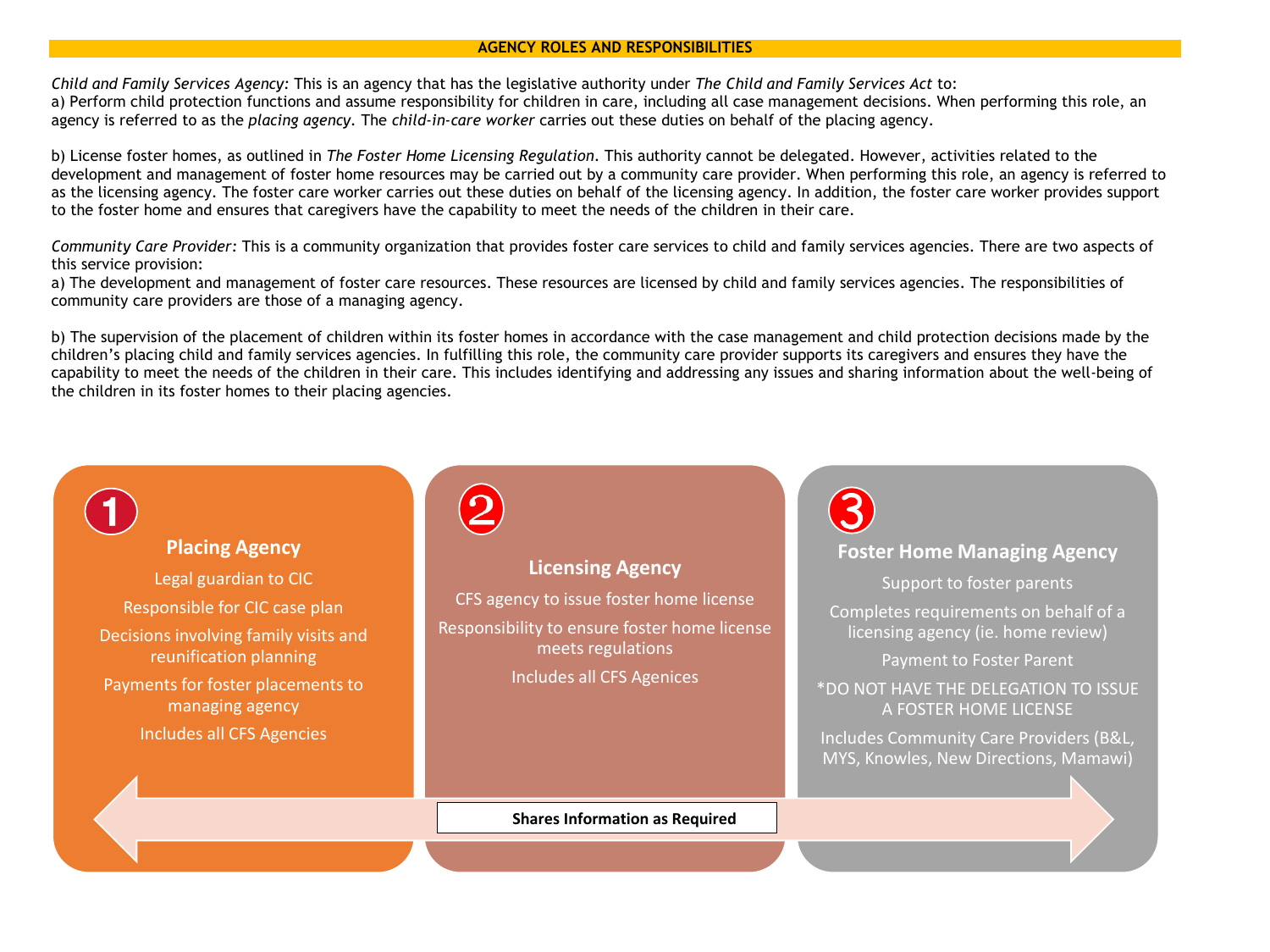## AGENCY ROLES AND RESPONSIBILITIES

*Child and Family Services Agency:* This is an agency that has the legislative authority under *The Child and Family Services Act* to:
a) Perform child protection functions and assume responsibility for children in care, including all case management decisions. When performing this role, an agency is referred to as the *placing agency*. The *child-in-care worker* carries out these duties on behalf of the placing agency.

b) License foster homes, as outlined in *The Foster Home Licensing Regulation*. This authority cannot be delegated. However, activities related to the development and management of foster home resources may be carried out by a community care provider. When performing this role, an agency is referred to as the licensing agency. The foster care worker carries out these duties on behalf of the licensing agency. In addition, the foster care worker provides support to the foster home and ensures that caregivers have the capability to meet the needs of the children in their care.

*Community Care Provider:* This is a community organization that provides foster care services to child and family services agencies. There are two aspects of this service provision:
a) The development and management of foster care resources. These resources are licensed by child and family services agencies. The responsibilities of community care providers are those of a managing agency.

b) The supervision of the placement of children within its foster homes in accordance with the case management and child protection decisions made by the children's placing child and family services agencies. In fulfilling this role, the community care provider supports its caregivers and ensures they have the capability to meet the needs of the children in their care. This includes identifying and addressing any issues and sharing information about the well-being of the children in its foster homes to their placing agencies.

### 1 Placing Agency

- Legal guardian to CIC
- Responsible for CIC case plan
- Decisions involving family visits and reunification planning
- Payments for foster placements to managing agency
- Includes all CFS Agencies

### 2 Licensing Agency

- CFS agency to issue foster home license
- Responsibility to ensure foster home license meets regulations
- Includes all CFS Agenices

### 3 Foster Home Managing Agency

- Support to foster parents
- Completes requirements on behalf of a licensing agency (ie. home review)
- Payment to Foster Parent
- *DO NOT HAVE THE DELEGATION TO ISSUE A FOSTER HOME LICENSE
- Includes Community Care Providers (B&L, MYS, Knowles, New Directions, Mamawi)

**Shares Information as Required**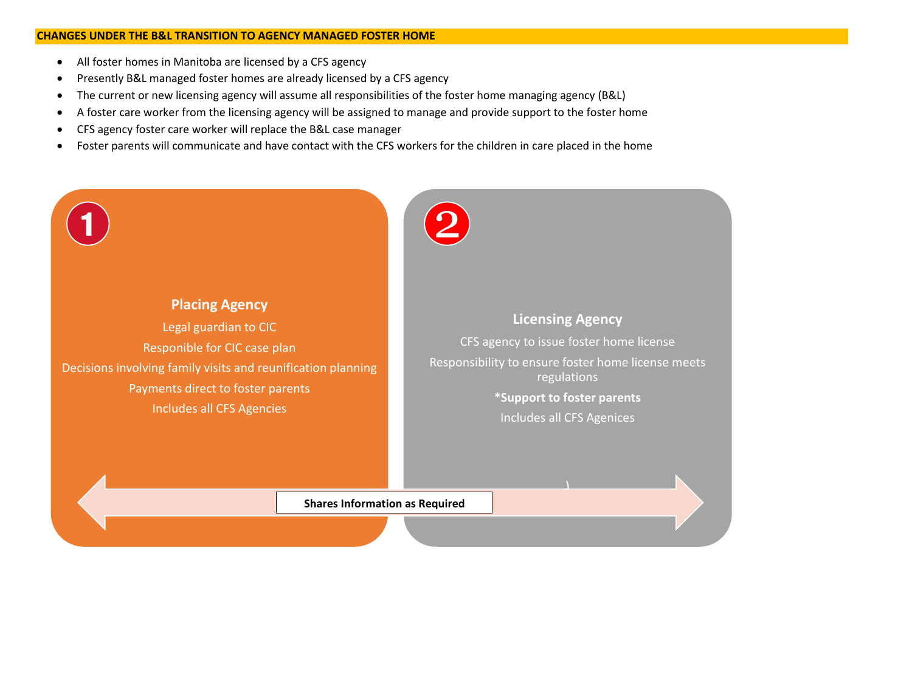**CHANGES UNDER THE B&L TRANSITION TO AGENCY MANAGED FOSTER HOME**

- All foster homes in Manitoba are licensed by a CFS agency
- Presently B&L managed foster homes are already licensed by a CFS agency
- The current or new licensing agency will assume all responsibilities of the foster home managing agency (B&L)
- A foster care worker from the licensing agency will be assigned to manage and provide support to the foster home
- CFS agency foster care worker will replace the B&L case manager
- Foster parents will communicate and have contact with the CFS workers for the children in care placed in the home

1

**Placing Agency**

Legal guardian to CIC

Responible for CIC case plan

Decisions involving family visits and reunification planning

Payments direct to foster parents

Includes all CFS Agencies

2

**Licensing Agency**

CFS agency to issue foster home license

Responsibility to ensure foster home license meets regulations

**\*Support to foster parents**

Includes all CFS Agenices

**Shares Information as Required**